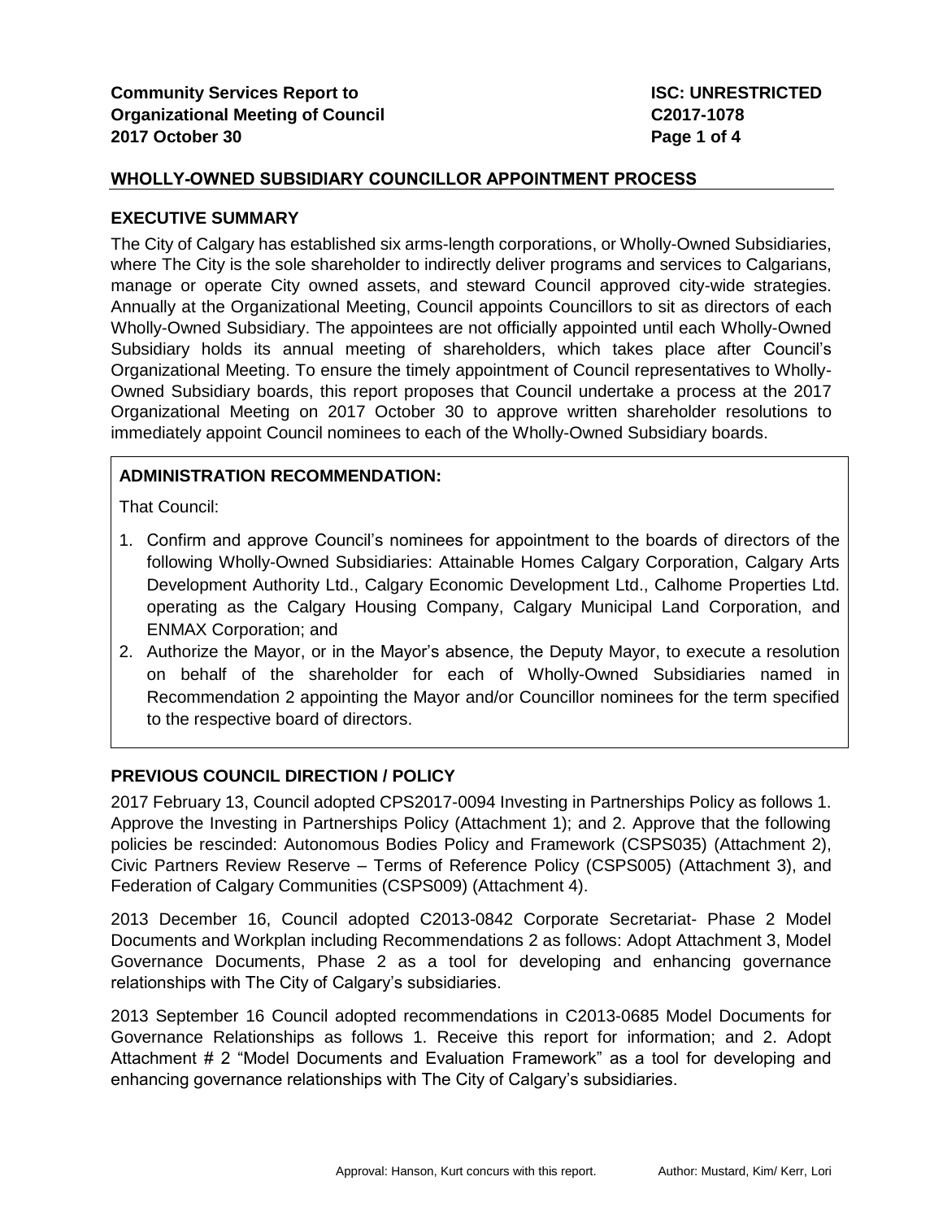**Community Services Report to Organizational Meeting of Council 2017 October 30**

**ISC: UNRESTRICTED C2017-1078**

## WHOLLY-OWNED SUBSIDIARY COUNCILLOR APPOINTMENT PROCESS

### EXECUTIVE SUMMARY

The City of Calgary has established six arms-length corporations, or Wholly-Owned Subsidiaries, where The City is the sole shareholder to indirectly deliver programs and services to Calgarians, manage or operate City owned assets, and steward Council approved city-wide strategies. Annually at the Organizational Meeting, Council appoints Councillors to sit as directors of each Wholly-Owned Subsidiary. The appointees are not officially appointed until each Wholly-Owned Subsidiary holds its annual meeting of shareholders, which takes place after Council's Organizational Meeting. To ensure the timely appointment of Council representatives to Wholly-Owned Subsidiary boards, this report proposes that Council undertake a process at the 2017 Organizational Meeting on 2017 October 30 to approve written shareholder resolutions to immediately appoint Council nominees to each of the Wholly-Owned Subsidiary boards.

### ADMINISTRATION RECOMMENDATION:

That Council:

1. Confirm and approve Council's nominees for appointment to the boards of directors of the following Wholly-Owned Subsidiaries: Attainable Homes Calgary Corporation, Calgary Arts Development Authority Ltd., Calgary Economic Development Ltd., Calhome Properties Ltd. operating as the Calgary Housing Company, Calgary Municipal Land Corporation, and ENMAX Corporation; and
2. Authorize the Mayor, or in the Mayor's absence, the Deputy Mayor, to execute a resolution on behalf of the shareholder for each of Wholly-Owned Subsidiaries named in Recommendation 2 appointing the Mayor and/or Councillor nominees for the term specified to the respective board of directors.

### PREVIOUS COUNCIL DIRECTION / POLICY

2017 February 13, Council adopted CPS2017-0094 Investing in Partnerships Policy as follows 1. Approve the Investing in Partnerships Policy (Attachment 1); and 2. Approve that the following policies be rescinded: Autonomous Bodies Policy and Framework (CSPS035) (Attachment 2), Civic Partners Review Reserve – Terms of Reference Policy (CSPS005) (Attachment 3), and Federation of Calgary Communities (CSPS009) (Attachment 4).

2013 December 16, Council adopted C2013-0842 Corporate Secretariat- Phase 2 Model Documents and Workplan including Recommendations 2 as follows: Adopt Attachment 3, Model Governance Documents, Phase 2 as a tool for developing and enhancing governance relationships with The City of Calgary's subsidiaries.

2013 September 16 Council adopted recommendations in C2013-0685 Model Documents for Governance Relationships as follows 1. Receive this report for information; and 2. Adopt Attachment # 2 "Model Documents and Evaluation Framework" as a tool for developing and enhancing governance relationships with The City of Calgary's subsidiaries.

Approval: Hanson, Kurt concurs with this report. Author: Mustard, Kim/ Kerr, Lori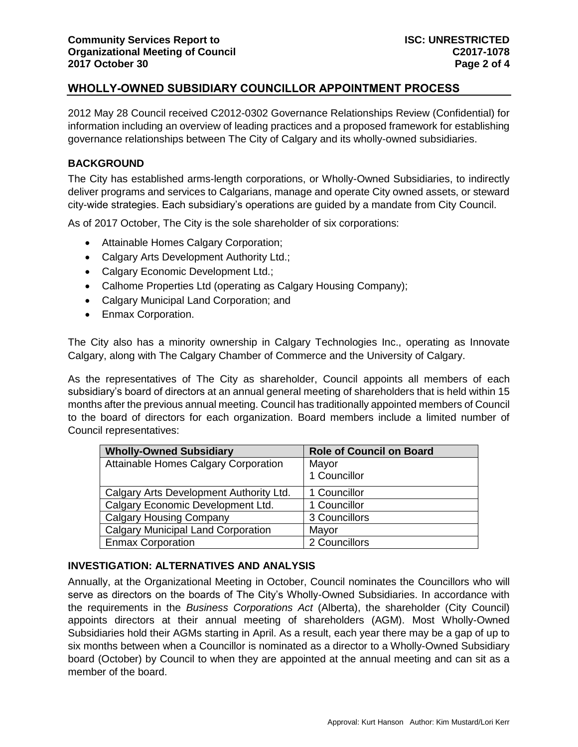## WHOLLY-OWNED SUBSIDIARY COUNCILLOR APPOINTMENT PROCESS

2012 May 28 Council received C2012-0302 Governance Relationships Review (Confidential) for information including an overview of leading practices and a proposed framework for establishing governance relationships between The City of Calgary and its wholly-owned subsidiaries.

### BACKGROUND

The City has established arms-length corporations, or Wholly-Owned Subsidiaries, to indirectly deliver programs and services to Calgarians, manage and operate City owned assets, or steward city-wide strategies. Each subsidiary's operations are guided by a mandate from City Council.

As of 2017 October, The City is the sole shareholder of six corporations:

- Attainable Homes Calgary Corporation;
- Calgary Arts Development Authority Ltd.;
- Calgary Economic Development Ltd.;
- Calhome Properties Ltd (operating as Calgary Housing Company);
- Calgary Municipal Land Corporation; and
- Enmax Corporation.

The City also has a minority ownership in Calgary Technologies Inc., operating as Innovate Calgary, along with The Calgary Chamber of Commerce and the University of Calgary.

As the representatives of The City as shareholder, Council appoints all members of each subsidiary's board of directors at an annual general meeting of shareholders that is held within 15 months after the previous annual meeting. Council has traditionally appointed members of Council to the board of directors for each organization. Board members include a limited number of Council representatives:

| Wholly-Owned Subsidiary | Role of Council on Board |
|---|---|
| Attainable Homes Calgary Corporation | Mayor<br>1 Councillor |
| Calgary Arts Development Authority Ltd. | 1 Councillor |
| Calgary Economic Development Ltd. | 1 Councillor |
| Calgary Housing Company | 3 Councillors |
| Calgary Municipal Land Corporation | Mayor |
| Enmax Corporation | 2 Councillors |

### INVESTIGATION: ALTERNATIVES AND ANALYSIS

Annually, at the Organizational Meeting in October, Council nominates the Councillors who will serve as directors on the boards of The City's Wholly-Owned Subsidiaries. In accordance with the requirements in the *Business Corporations Act* (Alberta), the shareholder (City Council) appoints directors at their annual meeting of shareholders (AGM). Most Wholly-Owned Subsidiaries hold their AGMs starting in April. As a result, each year there may be a gap of up to six months between when a Councillor is nominated as a director to a Wholly-Owned Subsidiary board (October) by Council to when they are appointed at the annual meeting and can sit as a member of the board.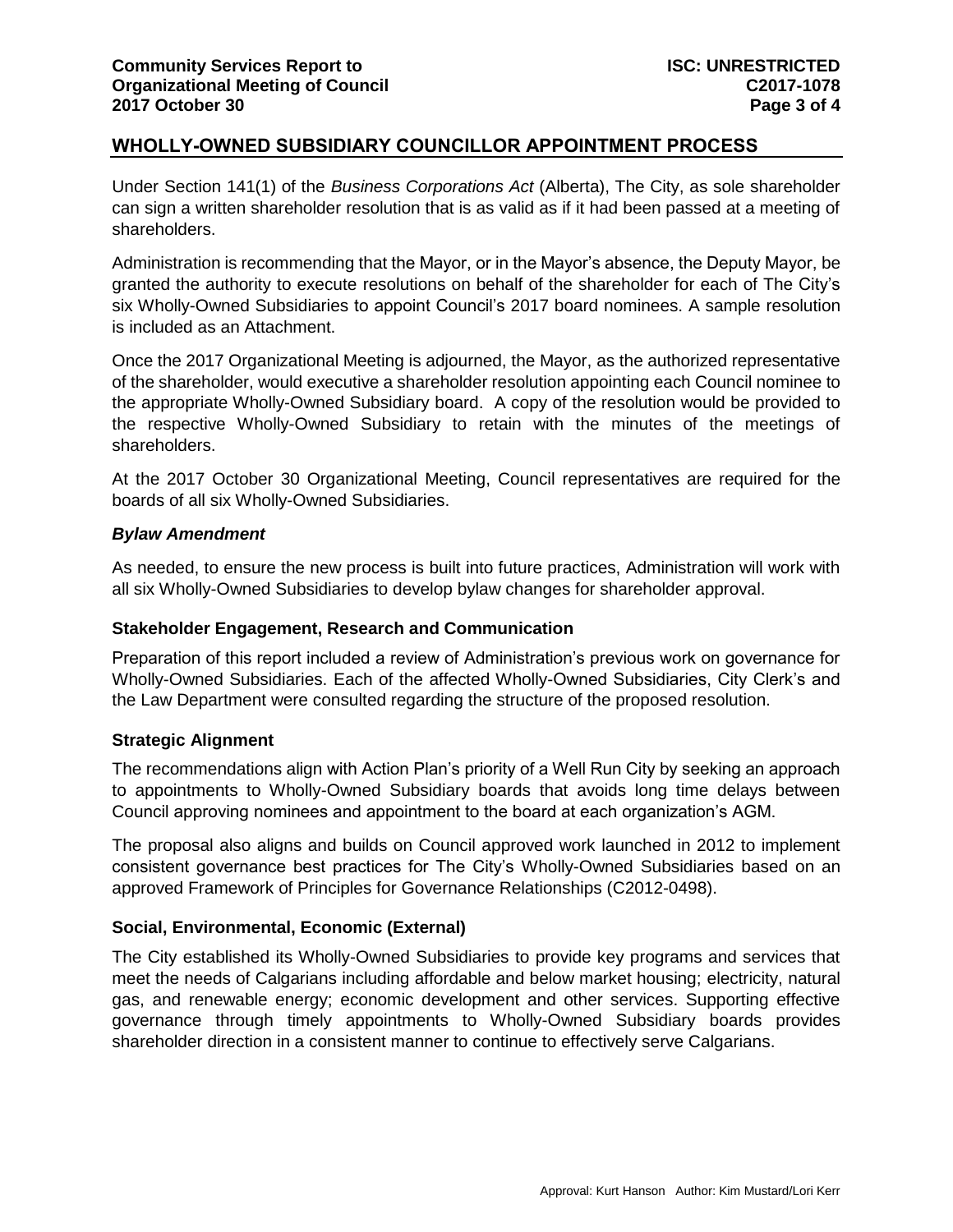## WHOLLY-OWNED SUBSIDIARY COUNCILLOR APPOINTMENT PROCESS

Under Section 141(1) of the *Business Corporations Act* (Alberta), The City, as sole shareholder can sign a written shareholder resolution that is as valid as if it had been passed at a meeting of shareholders.

Administration is recommending that the Mayor, or in the Mayor's absence, the Deputy Mayor, be granted the authority to execute resolutions on behalf of the shareholder for each of The City's six Wholly-Owned Subsidiaries to appoint Council's 2017 board nominees. A sample resolution is included as an Attachment.

Once the 2017 Organizational Meeting is adjourned, the Mayor, as the authorized representative of the shareholder, would executive a shareholder resolution appointing each Council nominee to the appropriate Wholly-Owned Subsidiary board. A copy of the resolution would be provided to the respective Wholly-Owned Subsidiary to retain with the minutes of the meetings of shareholders.

At the 2017 October 30 Organizational Meeting, Council representatives are required for the boards of all six Wholly-Owned Subsidiaries.

#### *Bylaw Amendment*

As needed, to ensure the new process is built into future practices, Administration will work with all six Wholly-Owned Subsidiaries to develop bylaw changes for shareholder approval.

### Stakeholder Engagement, Research and Communication

Preparation of this report included a review of Administration's previous work on governance for Wholly-Owned Subsidiaries. Each of the affected Wholly-Owned Subsidiaries, City Clerk's and the Law Department were consulted regarding the structure of the proposed resolution.

### Strategic Alignment

The recommendations align with Action Plan's priority of a Well Run City by seeking an approach to appointments to Wholly-Owned Subsidiary boards that avoids long time delays between Council approving nominees and appointment to the board at each organization's AGM.

The proposal also aligns and builds on Council approved work launched in 2012 to implement consistent governance best practices for The City's Wholly-Owned Subsidiaries based on an approved Framework of Principles for Governance Relationships (C2012-0498).

### Social, Environmental, Economic (External)

The City established its Wholly-Owned Subsidiaries to provide key programs and services that meet the needs of Calgarians including affordable and below market housing; electricity, natural gas, and renewable energy; economic development and other services. Supporting effective governance through timely appointments to Wholly-Owned Subsidiary boards provides shareholder direction in a consistent manner to continue to effectively serve Calgarians.

Approval: Kurt Hanson Author: Kim Mustard/Lori Kerr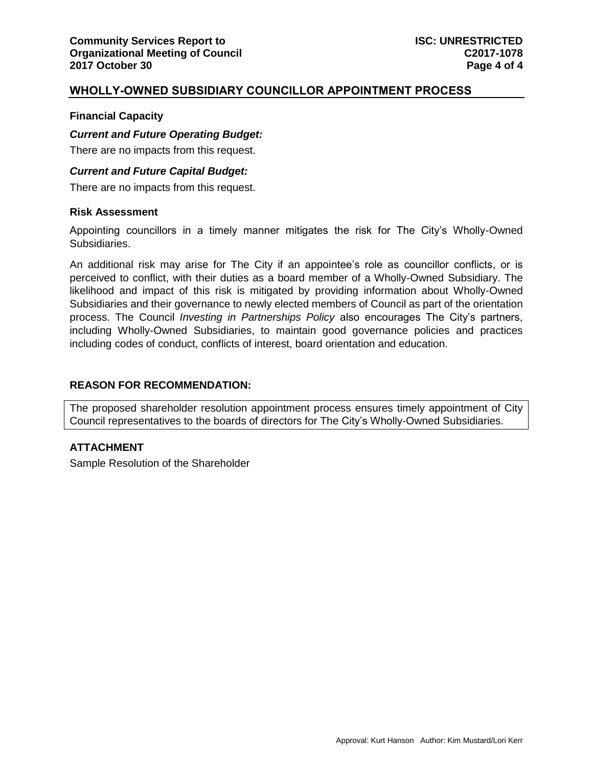## WHOLLY-OWNED SUBSIDIARY COUNCILLOR APPOINTMENT PROCESS

### Financial Capacity

#### *Current and Future Operating Budget:*

There are no impacts from this request.

#### *Current and Future Capital Budget:*

There are no impacts from this request.

### Risk Assessment

Appointing councillors in a timely manner mitigates the risk for The City's Wholly-Owned Subsidiaries.

An additional risk may arise for The City if an appointee's role as councillor conflicts, or is perceived to conflict, with their duties as a board member of a Wholly-Owned Subsidiary. The likelihood and impact of this risk is mitigated by providing information about Wholly-Owned Subsidiaries and their governance to newly elected members of Council as part of the orientation process. The Council *Investing in Partnerships Policy* also encourages The City's partners, including Wholly-Owned Subsidiaries, to maintain good governance policies and practices including codes of conduct, conflicts of interest, board orientation and education.

### REASON FOR RECOMMENDATION:

The proposed shareholder resolution appointment process ensures timely appointment of City Council representatives to the boards of directors for The City's Wholly-Owned Subsidiaries.

### ATTACHMENT

Sample Resolution of the Shareholder

Approval: Kurt Hanson Author: Kim Mustard/Lori Kerr